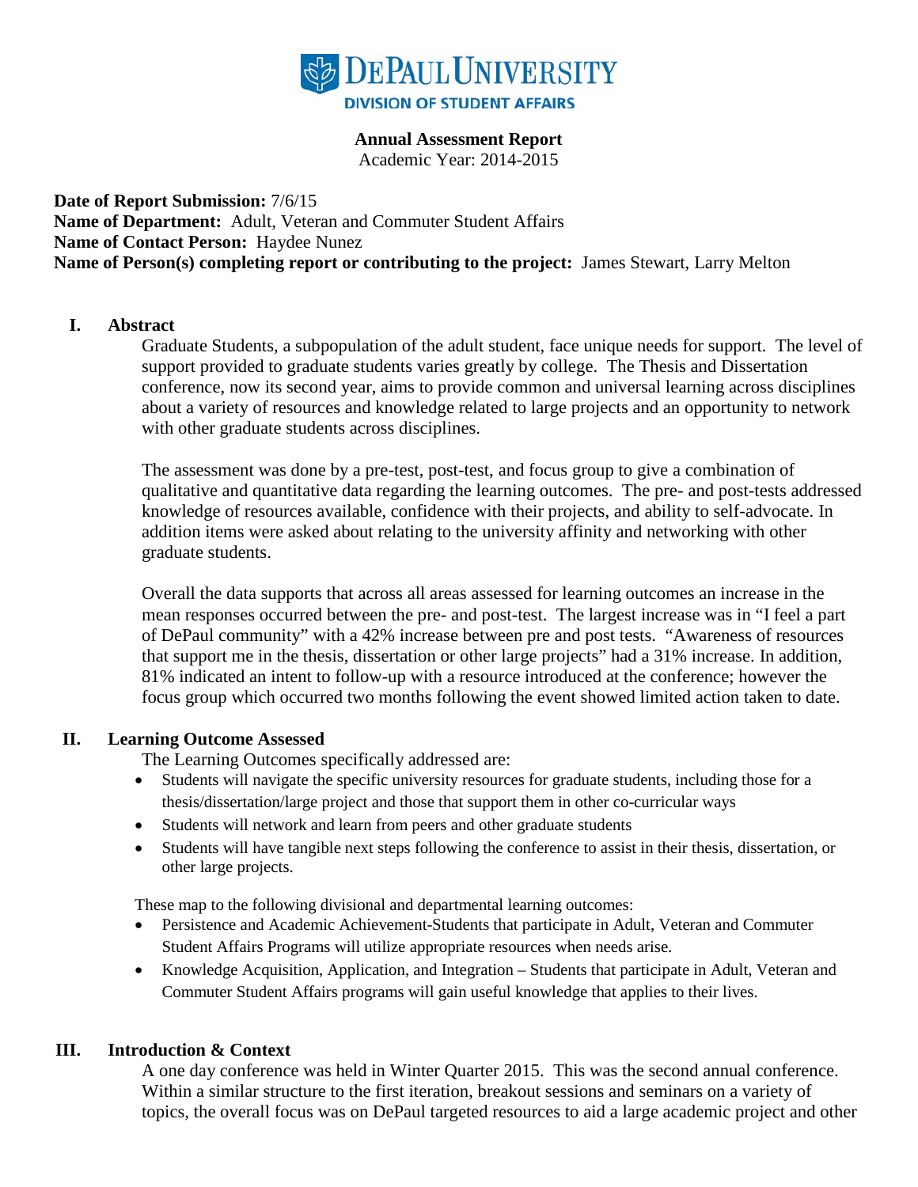DePaul University

DIVISION OF STUDENT AFFAIRS

**Annual Assessment Report**
Academic Year: 2014-2015

**Date of Report Submission:** 7/6/15
**Name of Department:** Adult, Veteran and Commuter Student Affairs
**Name of Contact Person:** Haydee Nunez
**Name of Person(s) completing report or contributing to the project:** James Stewart, Larry Melton

## I. Abstract

Graduate Students, a subpopulation of the adult student, face unique needs for support. The level of support provided to graduate students varies greatly by college. The Thesis and Dissertation conference, now its second year, aims to provide common and universal learning across disciplines about a variety of resources and knowledge related to large projects and an opportunity to network with other graduate students across disciplines.

The assessment was done by a pre-test, post-test, and focus group to give a combination of qualitative and quantitative data regarding the learning outcomes. The pre- and post-tests addressed knowledge of resources available, confidence with their projects, and ability to self-advocate. In addition items were asked about relating to the university affinity and networking with other graduate students.

Overall the data supports that across all areas assessed for learning outcomes an increase in the mean responses occurred between the pre- and post-test. The largest increase was in "I feel a part of DePaul community" with a 42% increase between pre and post tests. "Awareness of resources that support me in the thesis, dissertation or other large projects" had a 31% increase. In addition, 81% indicated an intent to follow-up with a resource introduced at the conference; however the focus group which occurred two months following the event showed limited action taken to date.

## II. Learning Outcome Assessed

The Learning Outcomes specifically addressed are:

- Students will navigate the specific university resources for graduate students, including those for a thesis/dissertation/large project and those that support them in other co-curricular ways
- Students will network and learn from peers and other graduate students
- Students will have tangible next steps following the conference to assist in their thesis, dissertation, or other large projects.

These map to the following divisional and departmental learning outcomes:

- Persistence and Academic Achievement-Students that participate in Adult, Veteran and Commuter Student Affairs Programs will utilize appropriate resources when needs arise.
- Knowledge Acquisition, Application, and Integration – Students that participate in Adult, Veteran and Commuter Student Affairs programs will gain useful knowledge that applies to their lives.

## III. Introduction & Context

A one day conference was held in Winter Quarter 2015. This was the second annual conference. Within a similar structure to the first iteration, breakout sessions and seminars on a variety of topics, the overall focus was on DePaul targeted resources to aid a large academic project and other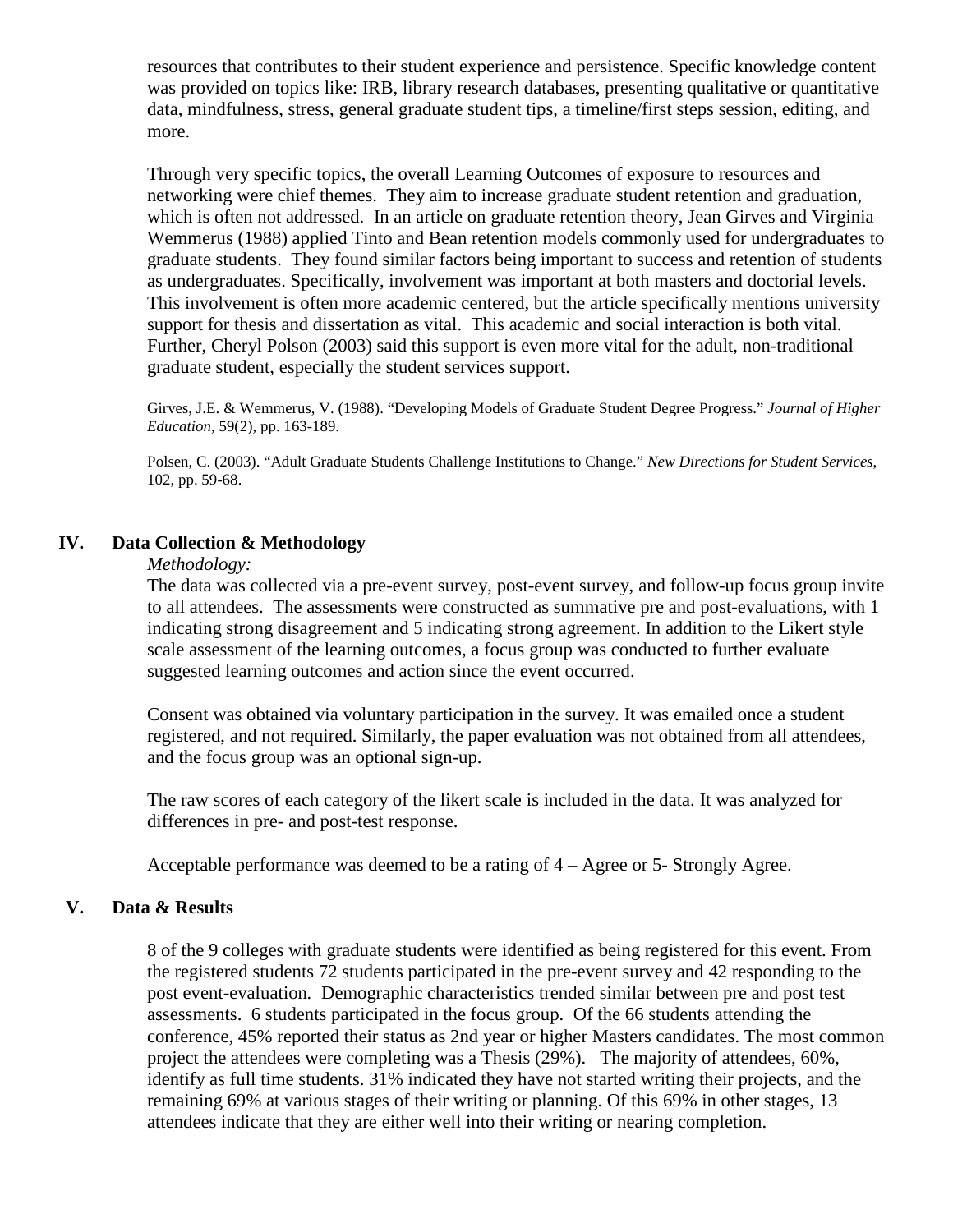resources that contributes to their student experience and persistence. Specific knowledge content was provided on topics like: IRB, library research databases, presenting qualitative or quantitative data, mindfulness, stress, general graduate student tips, a timeline/first steps session, editing, and more.

Through very specific topics, the overall Learning Outcomes of exposure to resources and networking were chief themes. They aim to increase graduate student retention and graduation, which is often not addressed. In an article on graduate retention theory, Jean Girves and Virginia Wemmerus (1988) applied Tinto and Bean retention models commonly used for undergraduates to graduate students. They found similar factors being important to success and retention of students as undergraduates. Specifically, involvement was important at both masters and doctorial levels. This involvement is often more academic centered, but the article specifically mentions university support for thesis and dissertation as vital. This academic and social interaction is both vital. Further, Cheryl Polson (2003) said this support is even more vital for the adult, non-traditional graduate student, especially the student services support.

Girves, J.E. & Wemmerus, V. (1988). "Developing Models of Graduate Student Degree Progress." *Journal of Higher Education*, 59(2), pp. 163-189.

Polsen, C. (2003). "Adult Graduate Students Challenge Institutions to Change." *New Directions for Student Services*, 102, pp. 59-68.

## IV. Data Collection & Methodology

*Methodology:*

The data was collected via a pre-event survey, post-event survey, and follow-up focus group invite to all attendees. The assessments were constructed as summative pre and post-evaluations, with 1 indicating strong disagreement and 5 indicating strong agreement. In addition to the Likert style scale assessment of the learning outcomes, a focus group was conducted to further evaluate suggested learning outcomes and action since the event occurred.

Consent was obtained via voluntary participation in the survey. It was emailed once a student registered, and not required. Similarly, the paper evaluation was not obtained from all attendees, and the focus group was an optional sign-up.

The raw scores of each category of the likert scale is included in the data. It was analyzed for differences in pre- and post-test response.

Acceptable performance was deemed to be a rating of 4 – Agree or 5- Strongly Agree.

## V. Data & Results

8 of the 9 colleges with graduate students were identified as being registered for this event. From the registered students 72 students participated in the pre-event survey and 42 responding to the post event-evaluation. Demographic characteristics trended similar between pre and post test assessments. 6 students participated in the focus group. Of the 66 students attending the conference, 45% reported their status as 2nd year or higher Masters candidates. The most common project the attendees were completing was a Thesis (29%). The majority of attendees, 60%, identify as full time students. 31% indicated they have not started writing their projects, and the remaining 69% at various stages of their writing or planning. Of this 69% in other stages, 13 attendees indicate that they are either well into their writing or nearing completion.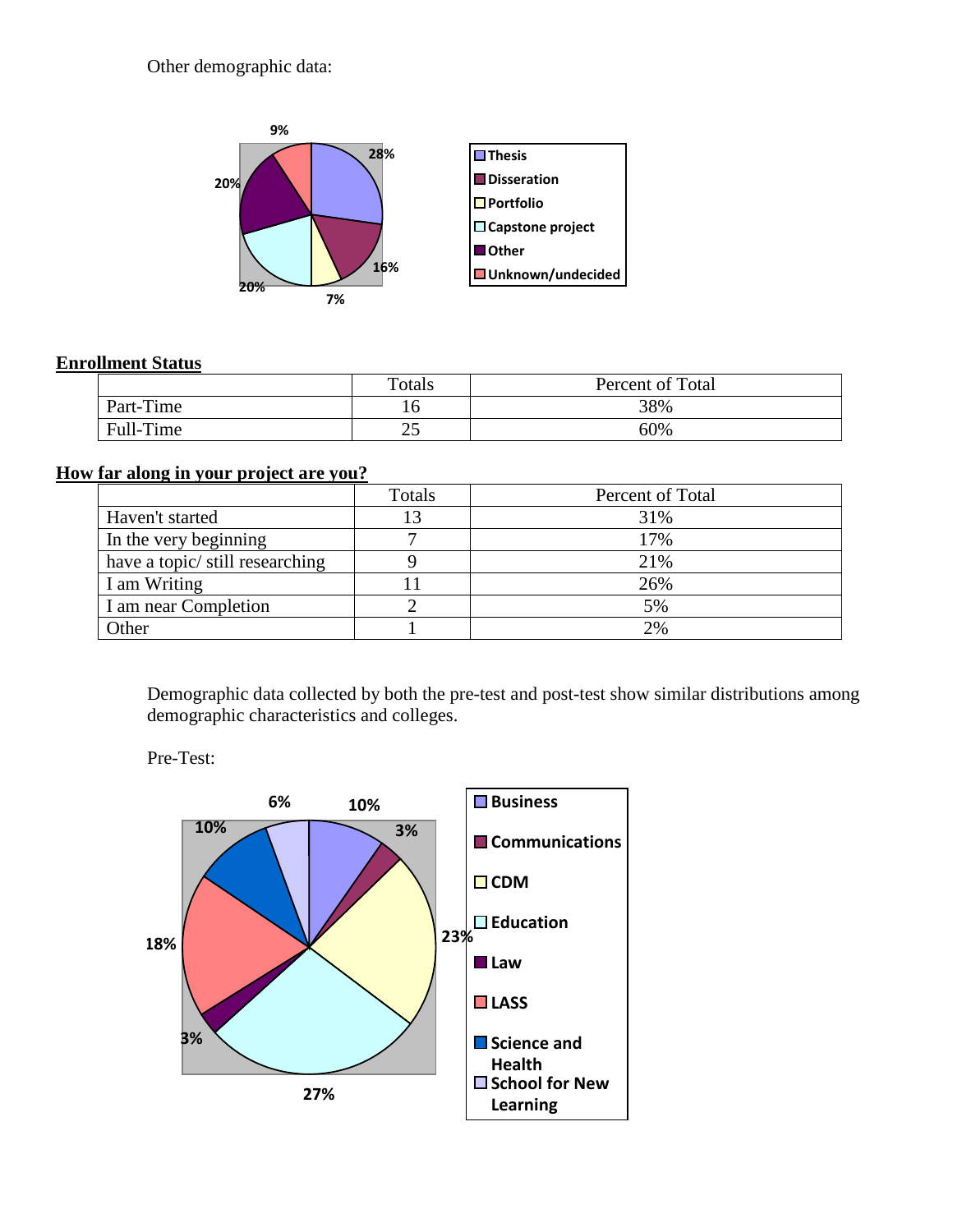Other demographic data:

**Enrollment Status**

| | Totals | Percent of Total |
|---|---|---|
| Part-Time | 16 | 38% |
| Full-Time | 25 | 60% |

**How far along in your project are you?**

| | Totals | Percent of Total |
|---|---|---|
| Haven't started | 13 | 31% |
| In the very beginning | 7 | 17% |
| have a topic/ still researching | 9 | 21% |
| I am Writing | 11 | 26% |
| I am near Completion | 2 | 5% |
| Other | 1 | 2% |

Demographic data collected by both the pre-test and post-test show similar distributions among demographic characteristics and colleges.

Pre-Test: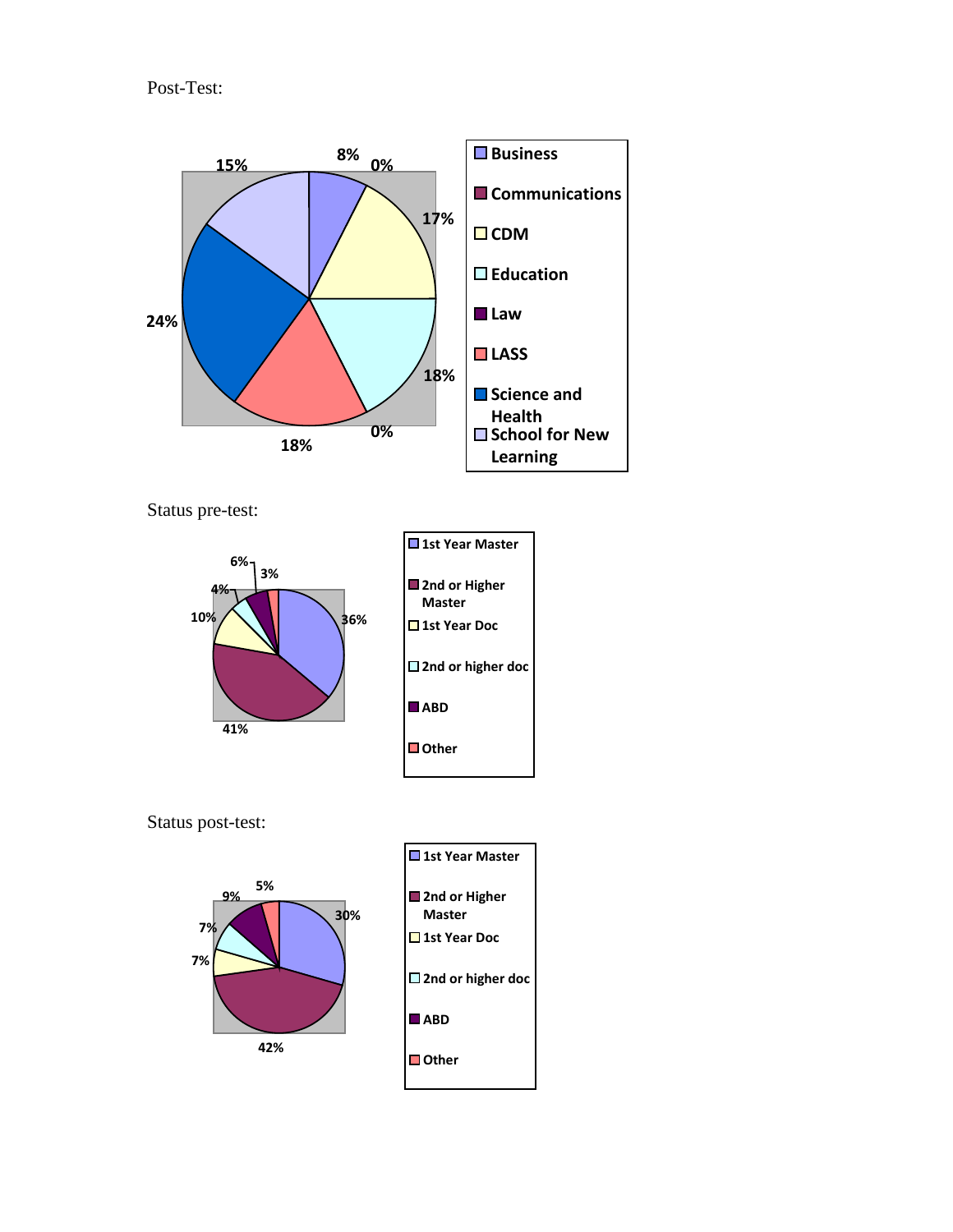Post-Test:

| School | Percentage |
|---|---|
| Business | 8% |
| Communications | 0% |
| CDM | 17% |
| Education | 18% |
| Law | 0% |
| LASS | 18% |
| Science and Health | 24% |
| School for New Learning | 15% |

Status pre-test:

| Status | Percentage |
|---|---|
| 1st Year Master | 36% |
| 2nd or Higher Master | 41% |
| 1st Year Doc | 10% |
| 2nd or higher doc | 4% |
| ABD | 6% |
| Other | 3% |

Status post-test:

| Status | Percentage |
|---|---|
| 1st Year Master | 30% |
| 2nd or Higher Master | 42% |
| 1st Year Doc | 7% |
| 2nd or higher doc | 7% |
| ABD | 9% |
| Other | 5% |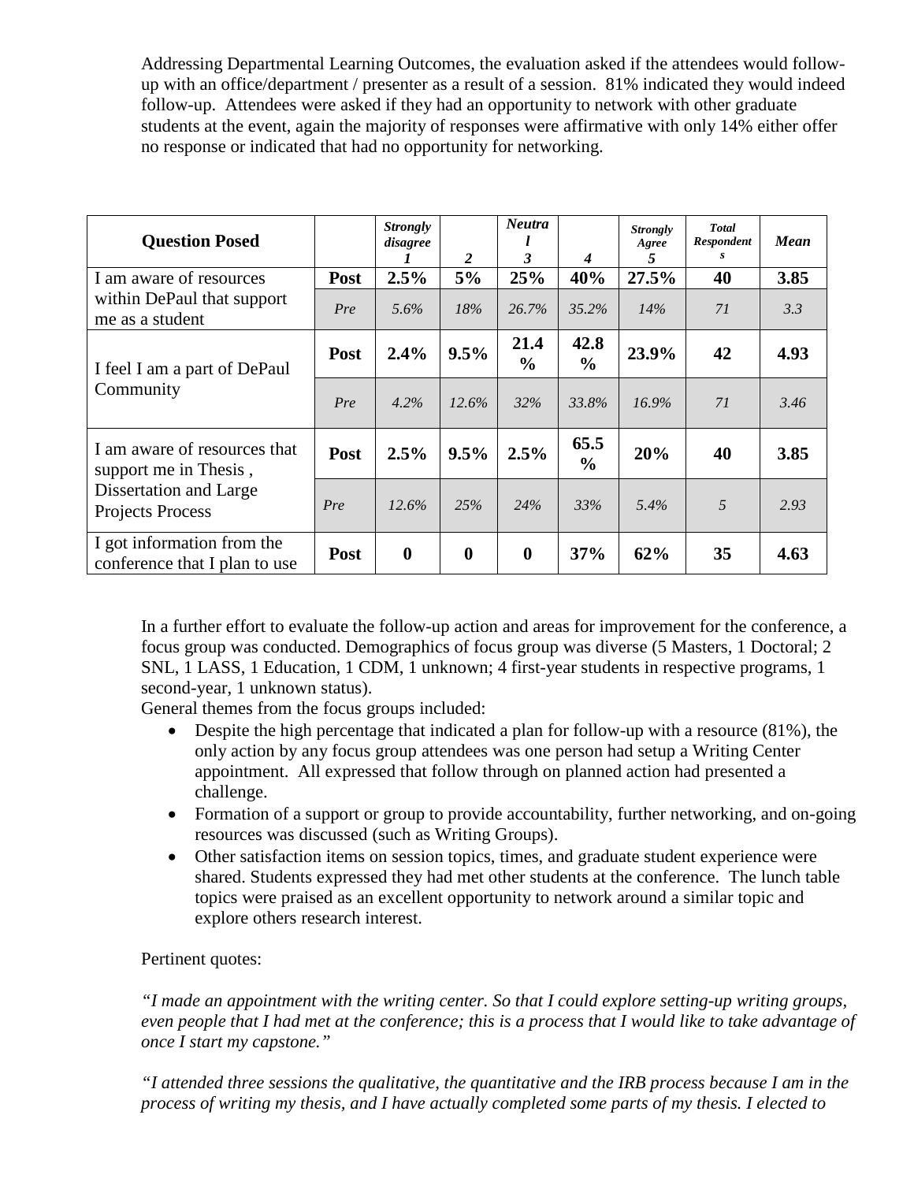Addressing Departmental Learning Outcomes, the evaluation asked if the attendees would follow-up with an office/department / presenter as a result of a session. 81% indicated they would indeed follow-up. Attendees were asked if they had an opportunity to network with other graduate students at the event, again the majority of responses were affirmative with only 14% either offer no response or indicated that had no opportunity for networking.

| Question Posed | | *Strongly disagree 1* | *2* | *Neutral 3* | *4* | *Strongly Agree 5* | *Total Respondents* | *Mean* |
|---|---|---|---|---|---|---|---|---|
| I am aware of resources within DePaul that support me as a student | **Post** | **2.5%** | **5%** | **25%** | **40%** | **27.5%** | **40** | **3.85** |
| | *Pre* | *5.6%* | *18%* | *26.7%* | *35.2%* | *14%* | *71* | *3.3* |
| I feel I am a part of DePaul Community | **Post** | **2.4%** | **9.5%** | **21.4%** | **42.8%** | **23.9%** | **42** | **4.93** |
| | *Pre* | *4.2%* | *12.6%* | *32%* | *33.8%* | *16.9%* | *71* | *3.46* |
| I am aware of resources that support me in Thesis , Dissertation and Large Projects Process | **Post** | **2.5%** | **9.5%** | **2.5%** | **65.5%** | **20%** | **40** | **3.85** |
| | *Pre* | *12.6%* | *25%* | *24%* | *33%* | *5.4%* | *5* | *2.93* |
| I got information from the conference that I plan to use | **Post** | **0** | **0** | **0** | **37%** | **62%** | **35** | **4.63** |

In a further effort to evaluate the follow-up action and areas for improvement for the conference, a focus group was conducted. Demographics of focus group was diverse (5 Masters, 1 Doctoral; 2 SNL, 1 LASS, 1 Education, 1 CDM, 1 unknown; 4 first-year students in respective programs, 1 second-year, 1 unknown status).

General themes from the focus groups included:

- Despite the high percentage that indicated a plan for follow-up with a resource (81%), the only action by any focus group attendees was one person had setup a Writing Center appointment. All expressed that follow through on planned action had presented a challenge.
- Formation of a support or group to provide accountability, further networking, and on-going resources was discussed (such as Writing Groups).
- Other satisfaction items on session topics, times, and graduate student experience were shared. Students expressed they had met other students at the conference. The lunch table topics were praised as an excellent opportunity to network around a similar topic and explore others research interest.

Pertinent quotes:

*"I made an appointment with the writing center. So that I could explore setting-up writing groups, even people that I had met at the conference; this is a process that I would like to take advantage of once I start my capstone."*

*"I attended three sessions the qualitative, the quantitative and the IRB process because I am in the process of writing my thesis, and I have actually completed some parts of my thesis. I elected to*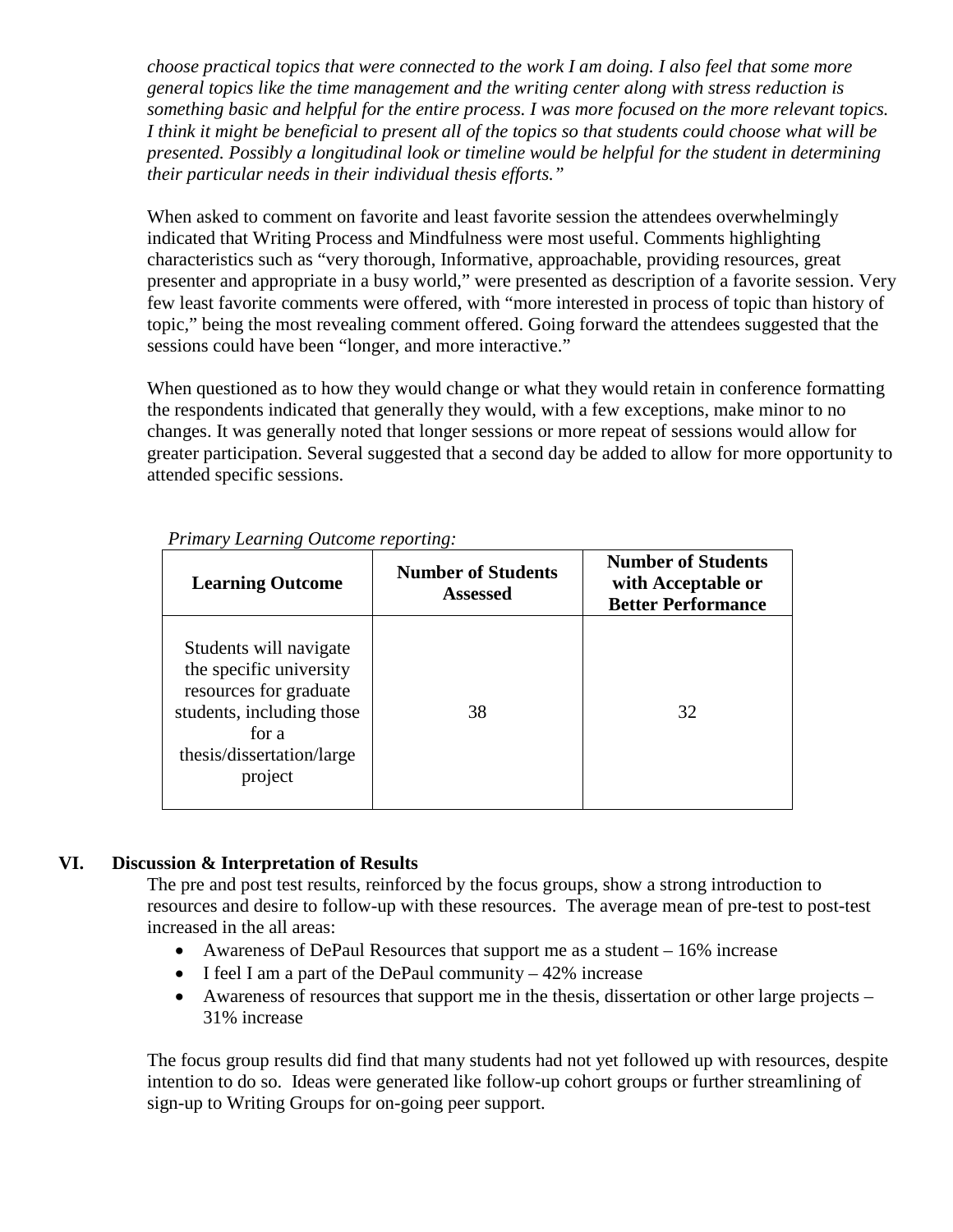*choose practical topics that were connected to the work I am doing. I also feel that some more general topics like the time management and the writing center along with stress reduction is something basic and helpful for the entire process. I was more focused on the more relevant topics. I think it might be beneficial to present all of the topics so that students could choose what will be presented. Possibly a longitudinal look or timeline would be helpful for the student in determining their particular needs in their individual thesis efforts."*

When asked to comment on favorite and least favorite session the attendees overwhelmingly indicated that Writing Process and Mindfulness were most useful. Comments highlighting characteristics such as "very thorough, Informative, approachable, providing resources, great presenter and appropriate in a busy world," were presented as description of a favorite session. Very few least favorite comments were offered, with "more interested in process of topic than history of topic," being the most revealing comment offered. Going forward the attendees suggested that the sessions could have been "longer, and more interactive."

When questioned as to how they would change or what they would retain in conference formatting the respondents indicated that generally they would, with a few exceptions, make minor to no changes. It was generally noted that longer sessions or more repeat of sessions would allow for greater participation. Several suggested that a second day be added to allow for more opportunity to attended specific sessions.

*Primary Learning Outcome reporting:*

| Learning Outcome | Number of Students Assessed | Number of Students with Acceptable or Better Performance |
|---|---|---|
| Students will navigate the specific university resources for graduate students, including those for a thesis/dissertation/large project | 38 | 32 |

## VI. Discussion & Interpretation of Results

The pre and post test results, reinforced by the focus groups, show a strong introduction to resources and desire to follow-up with these resources. The average mean of pre-test to post-test increased in the all areas:

- Awareness of DePaul Resources that support me as a student – 16% increase
- I feel I am a part of the DePaul community – 42% increase
- Awareness of resources that support me in the thesis, dissertation or other large projects – 31% increase

The focus group results did find that many students had not yet followed up with resources, despite intention to do so. Ideas were generated like follow-up cohort groups or further streamlining of sign-up to Writing Groups for on-going peer support.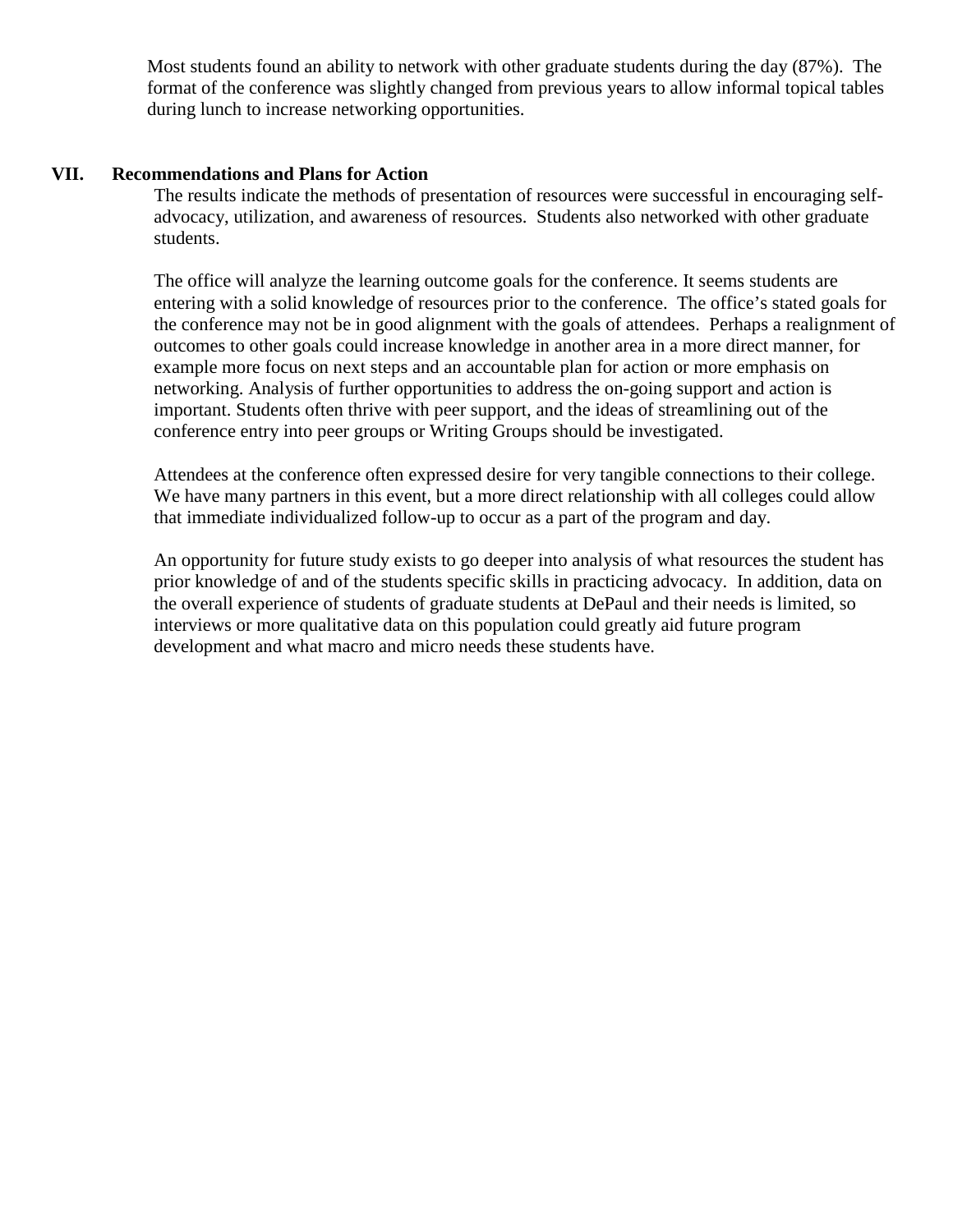Most students found an ability to network with other graduate students during the day (87%). The format of the conference was slightly changed from previous years to allow informal topical tables during lunch to increase networking opportunities.

## VII. Recommendations and Plans for Action

The results indicate the methods of presentation of resources were successful in encouraging self-advocacy, utilization, and awareness of resources. Students also networked with other graduate students.

The office will analyze the learning outcome goals for the conference. It seems students are entering with a solid knowledge of resources prior to the conference. The office's stated goals for the conference may not be in good alignment with the goals of attendees. Perhaps a realignment of outcomes to other goals could increase knowledge in another area in a more direct manner, for example more focus on next steps and an accountable plan for action or more emphasis on networking. Analysis of further opportunities to address the on-going support and action is important. Students often thrive with peer support, and the ideas of streamlining out of the conference entry into peer groups or Writing Groups should be investigated.

Attendees at the conference often expressed desire for very tangible connections to their college. We have many partners in this event, but a more direct relationship with all colleges could allow that immediate individualized follow-up to occur as a part of the program and day.

An opportunity for future study exists to go deeper into analysis of what resources the student has prior knowledge of and of the students specific skills in practicing advocacy. In addition, data on the overall experience of students of graduate students at DePaul and their needs is limited, so interviews or more qualitative data on this population could greatly aid future program development and what macro and micro needs these students have.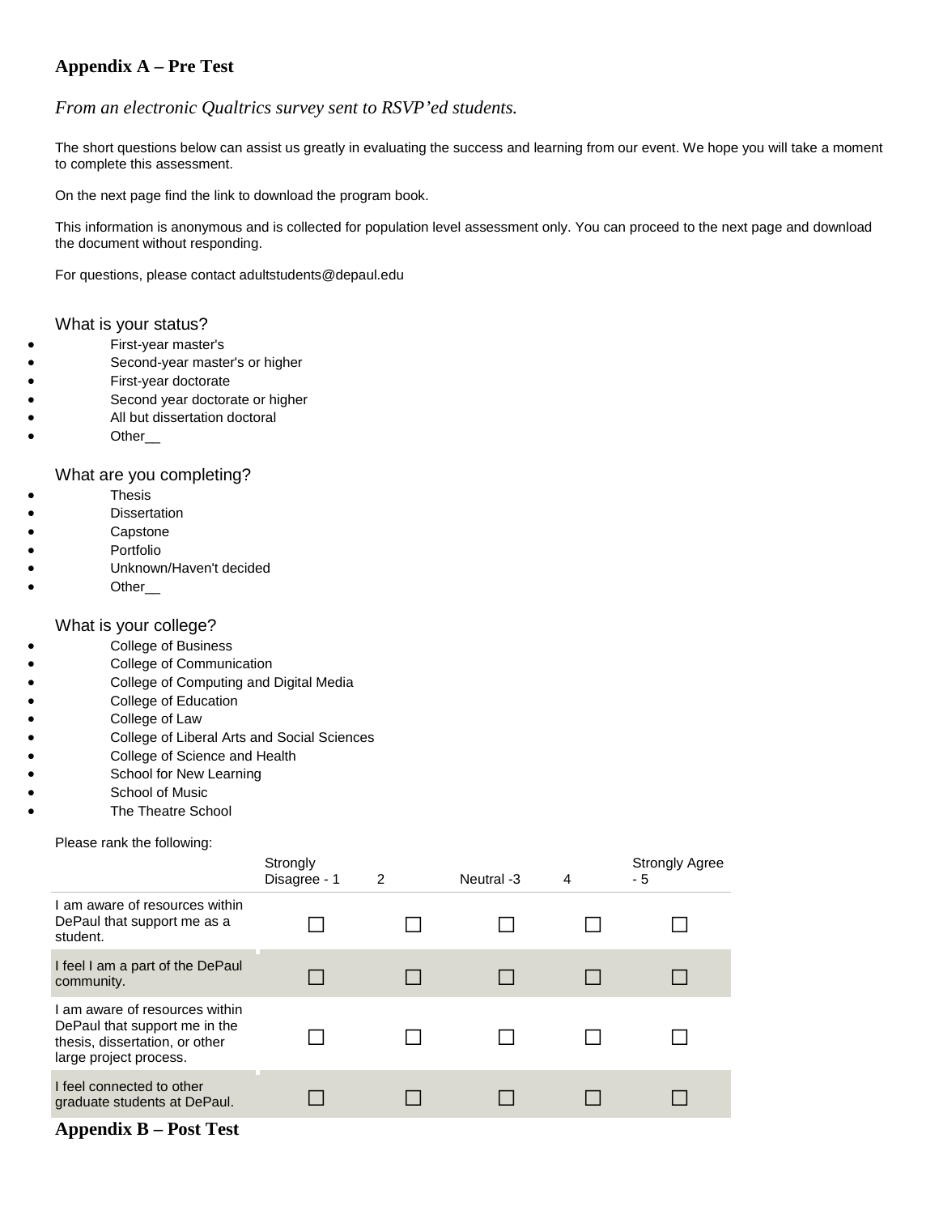## Appendix A – Pre Test

*From an electronic Qualtrics survey sent to RSVP'ed students.*

The short questions below can assist us greatly in evaluating the success and learning from our event. We hope you will take a moment to complete this assessment.

On the next page find the link to download the program book.

This information is anonymous and is collected for population level assessment only. You can proceed to the next page and download the document without responding.

For questions, please contact adultstudents@depaul.edu

What is your status?

- First-year master's
- Second-year master's or higher
- First-year doctorate
- Second year doctorate or higher
- All but dissertation doctoral
- Other__

What are you completing?

- Thesis
- Dissertation
- Capstone
- Portfolio
- Unknown/Haven't decided
- Other__

What is your college?

- College of Business
- College of Communication
- College of Computing and Digital Media
- College of Education
- College of Law
- College of Liberal Arts and Social Sciences
- College of Science and Health
- School for New Learning
- School of Music
- The Theatre School

Please rank the following:

| | Strongly Disagree - 1 | 2 | Neutral -3 | 4 | Strongly Agree - 5 |
|---|---|---|---|---|---|
| I am aware of resources within DePaul that support me as a student. | ☐ | ☐ | ☐ | ☐ | ☐ |
| I feel I am a part of the DePaul community. | ☐ | ☐ | ☐ | ☐ | ☐ |
| I am aware of resources within DePaul that support me in the thesis, dissertation, or other large project process. | ☐ | ☐ | ☐ | ☐ | ☐ |
| I feel connected to other graduate students at DePaul. | ☐ | ☐ | ☐ | ☐ | ☐ |

## Appendix B – Post Test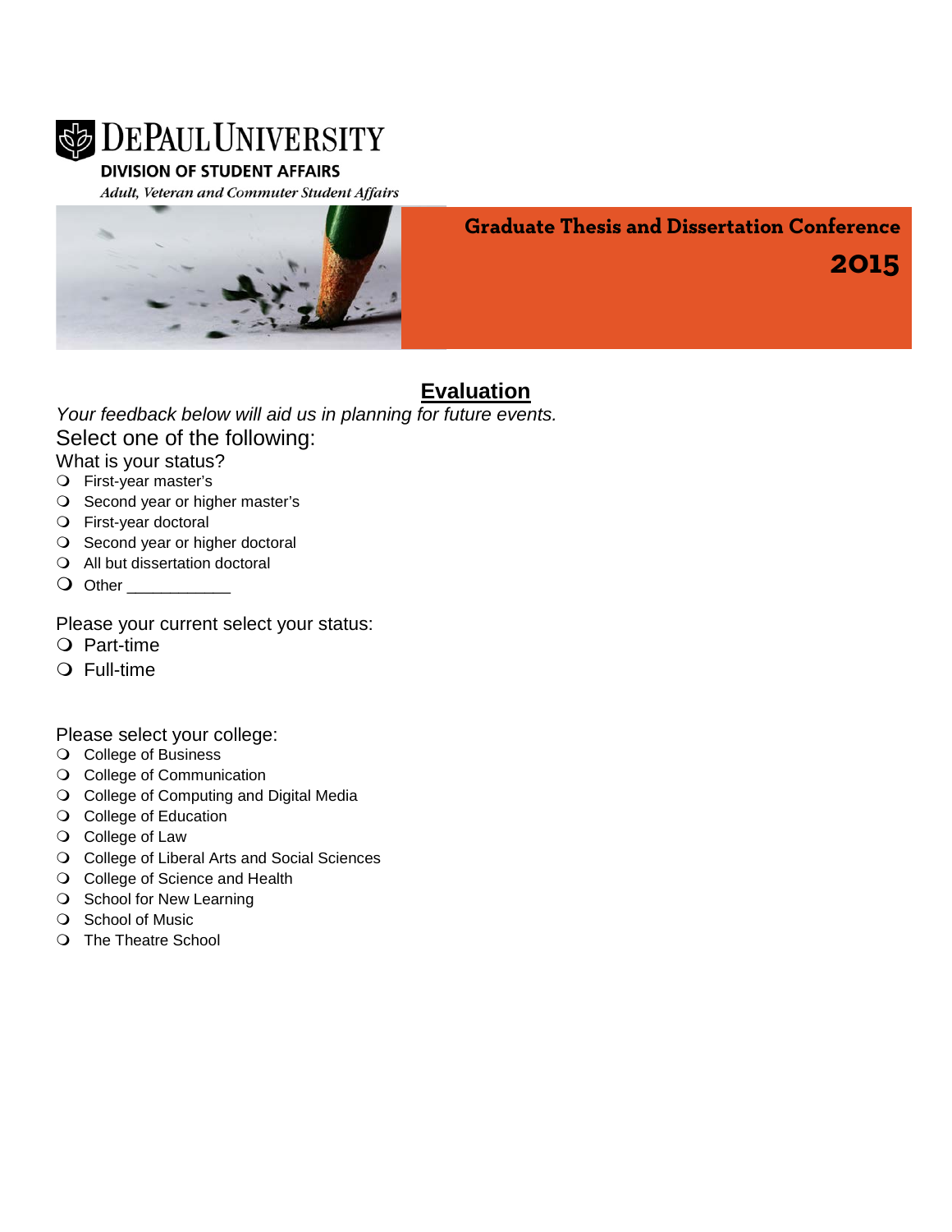**DePaul University**

**DIVISION OF STUDENT AFFAIRS**

*Adult, Veteran and Commuter Student Affairs*

**Graduate Thesis and Dissertation Conference**

**2015**

## Evaluation

*Your feedback below will aid us in planning for future events.*

Select one of the following:

What is your status?

- ❍ First-year master's
- ❍ Second year or higher master's
- ❍ First-year doctoral
- ❍ Second year or higher doctoral
- ❍ All but dissertation doctoral
- ❍ Other ___________

Please your current select your status:

- ❍ Part-time
- ❍ Full-time

Please select your college:

- ❍ College of Business
- ❍ College of Communication
- ❍ College of Computing and Digital Media
- ❍ College of Education
- ❍ College of Law
- ❍ College of Liberal Arts and Social Sciences
- ❍ College of Science and Health
- ❍ School for New Learning
- ❍ School of Music
- ❍ The Theatre School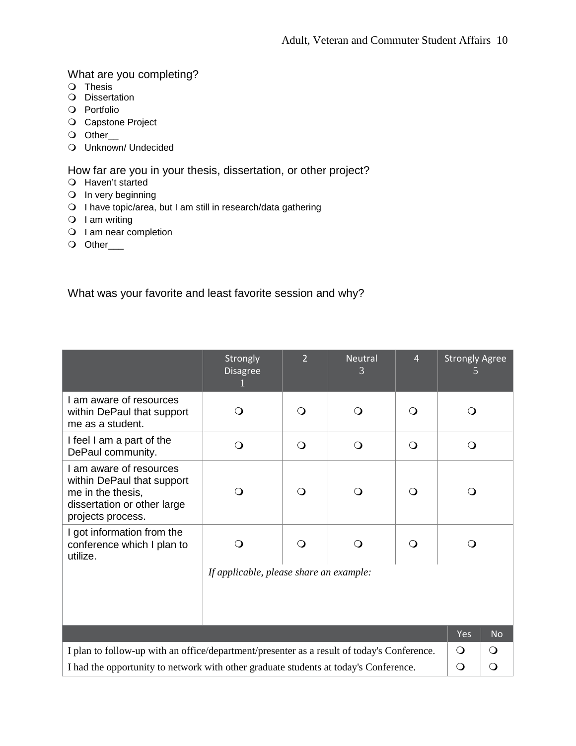What are you completing?

- ❍ Thesis
- ❍ Dissertation
- ❍ Portfolio
- ❍ Capstone Project
- ❍ Other__
- ❍ Unknown/ Undecided

How far are you in your thesis, dissertation, or other project?

- ❍ Haven't started
- ❍ In very beginning
- ❍ I have topic/area, but I am still in research/data gathering
- ❍ I am writing
- ❍ I am near completion
- ❍ Other___

What was your favorite and least favorite session and why?

| | Strongly Disagree 1 | 2 | Neutral 3 | 4 | Strongly Agree 5 |
|---|---|---|---|---|---|
| I am aware of resources within DePaul that support me as a student. | ❍ | ❍ | ❍ | ❍ | ❍ |
| I feel I am a part of the DePaul community. | ❍ | ❍ | ❍ | ❍ | ❍ |
| I am aware of resources within DePaul that support me in the thesis, dissertation or other large projects process. | ❍ | ❍ | ❍ | ❍ | ❍ |
| I got information from the conference which I plan to utilize. | ❍ | ❍ | ❍ | ❍ | ❍ |
| | *If applicable, please share an example:* | | | | |

| | Yes | No |
|---|---|---|
| I plan to follow-up with an office/department/presenter as a result of today's Conference. | ❍ | ❍ |
| I had the opportunity to network with other graduate students at today's Conference. | ❍ | ❍ |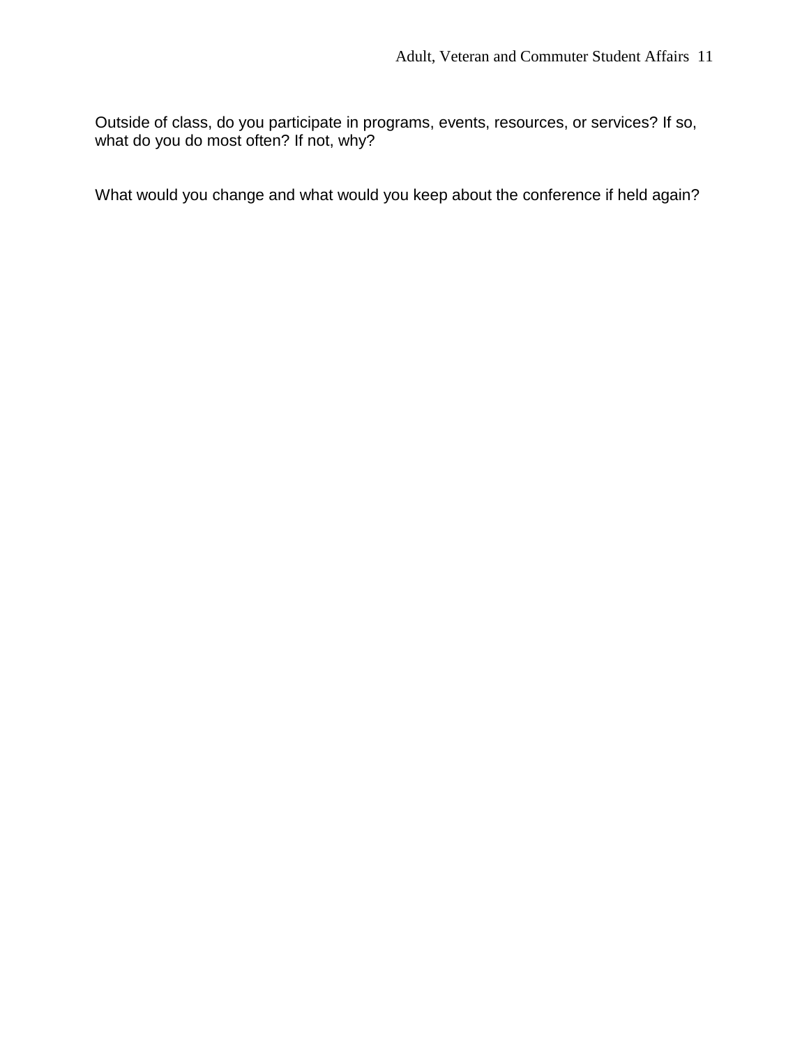Outside of class, do you participate in programs, events, resources, or services? If so, what do you do most often? If not, why?

What would you change and what would you keep about the conference if held again?